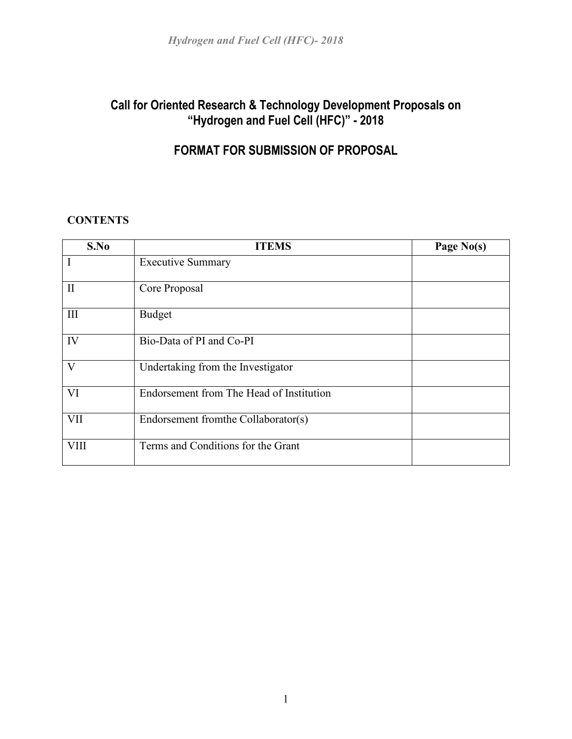# Call for Oriented Research & Technology Development Proposals on "Hydrogen and Fuel Cell (HFC)" - 2018

## FORMAT FOR SUBMISSION OF PROPOSAL

**CONTENTS**

| S.No | ITEMS | Page No(s) |
|---|---|---|
| I | Executive Summary | |
| II | Core Proposal | |
| III | Budget | |
| IV | Bio-Data of PI and Co-PI | |
| V | Undertaking from the Investigator | |
| VI | Endorsement from The Head of Institution | |
| VII | Endorsement fromthe Collaborator(s) | |
| VIII | Terms and Conditions for the Grant | |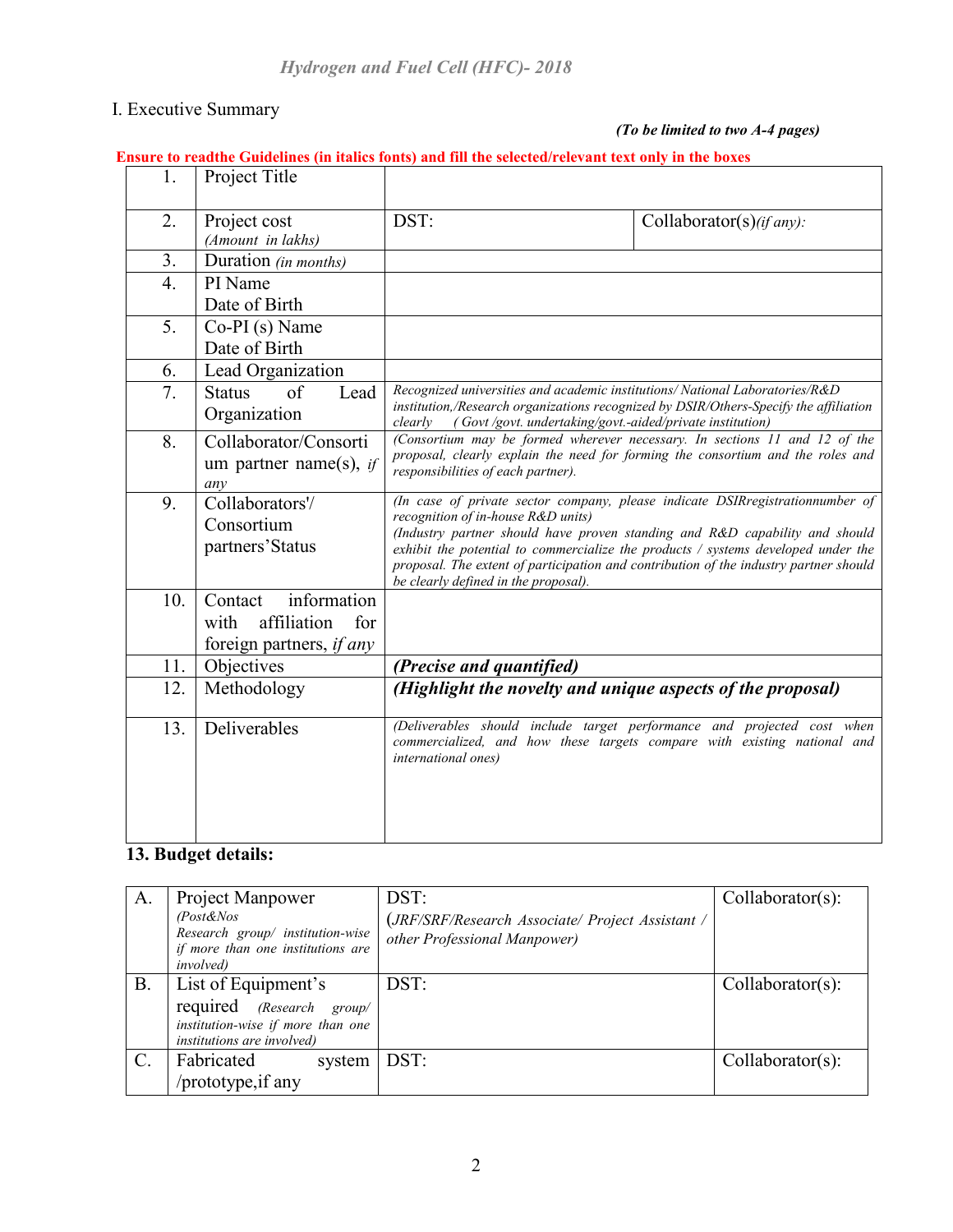*Hydrogen and Fuel Cell (HFC)- 2018*

I. Executive Summary

***(To be limited to two A-4 pages)***

**Ensure to readthe Guidelines (in italics fonts) and fill the selected/relevant text only in the boxes**

| | | | |
|---|---|---|---|
| 1. | Project Title | | |
| 2. | Project cost *(Amount in lakhs)* | DST: | Collaborator(s)*(if any):* |
| 3. | Duration *(in months)* | | |
| 4. | PI Name<br>Date of Birth | | |
| 5. | Co-PI (s) Name<br>Date of Birth | | |
| 6. | Lead Organization | | |
| 7. | Status of Lead Organization | *Recognized universities and academic institutions/ National Laboratories/R&D institution,/Research organizations recognized by DSIR/Others-Specify the affiliation clearly ( Govt /govt. undertaking/govt.-aided/private institution)* | |
| 8. | Collaborator/Consortium partner name(s), *if any* | *(Consortium may be formed wherever necessary. In sections 11 and 12 of the proposal, clearly explain the need for forming the consortium and the roles and responsibilities of each partner).* | |
| 9. | Collaborators'/ Consortium partners'Status | *(In case of private sector company, please indicate DSIRregistrationnumber of recognition of in-house R&D units)*<br>*(Industry partner should have proven standing and R&D capability and should exhibit the potential to commercialize the products / systems developed under the proposal. The extent of participation and contribution of the industry partner should be clearly defined in the proposal).* | |
| 10. | Contact information with affiliation for foreign partners, *if any* | | |
| 11. | Objectives | ***(Precise and quantified)*** | |
| 12. | Methodology | ***(Highlight the novelty and unique aspects of the proposal)*** | |
| 13. | Deliverables | *(Deliverables should include target performance and projected cost when commercialized, and how these targets compare with existing national and international ones)* | |

**13. Budget details:**

| | | | |
|---|---|---|---|
| A. | Project Manpower *(Post&Nos Research group/ institution-wise if more than one institutions are involved)* | DST:<br>(*JRF/SRF/Research Associate/ Project Assistant / other Professional Manpower)* | Collaborator(s): |
| B. | List of Equipment's required *(Research group/ institution-wise if more than one institutions are involved)* | DST: | Collaborator(s): |
| C. | Fabricated system /prototype,if any | DST: | Collaborator(s): |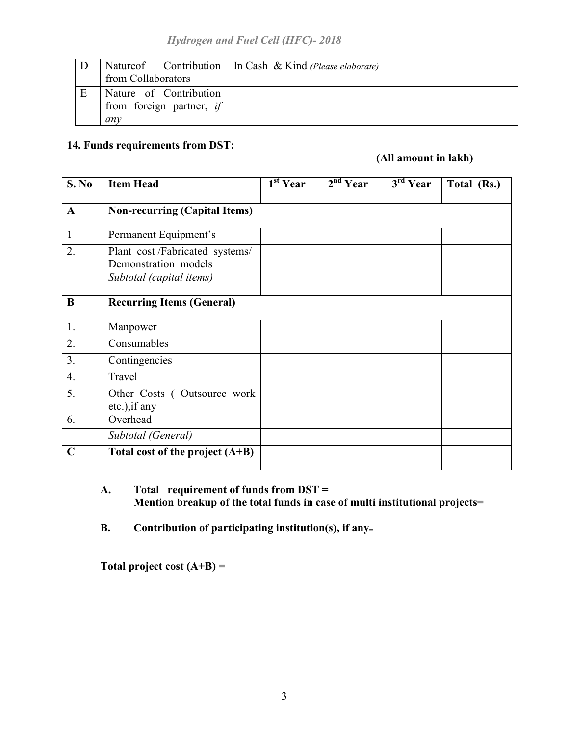| D | Natureof Contribution from Collaborators | In Cash & Kind *(Please elaborate)* |
|---|---|---|
| E | Nature of Contribution from foreign partner, *if any* | |

**14. Funds requirements from DST:**

**(All amount in lakh)**

| S. No | Item Head | 1st Year | 2nd Year | 3rd Year | Total (Rs.) |
|---|---|---|---|---|---|
| **A** | **Non-recurring (Capital Items)** | | | | |
| 1 | Permanent Equipment's | | | | |
| 2. | Plant cost /Fabricated systems/ Demonstration models | | | | |
| | *Subtotal (capital items)* | | | | |
| **B** | **Recurring Items (General)** | | | | |
| 1. | Manpower | | | | |
| 2. | Consumables | | | | |
| 3. | Contingencies | | | | |
| 4. | Travel | | | | |
| 5. | Other Costs ( Outsource work etc.),if any | | | | |
| 6. | Overhead | | | | |
| | *Subtotal (General)* | | | | |
| **C** | **Total cost of the project (A+B)** | | | | |

**A. Total requirement of funds from DST =**
**Mention breakup of the total funds in case of multi institutional projects=**

**B. Contribution of participating institution(s), if any=**

**Total project cost (A+B) =**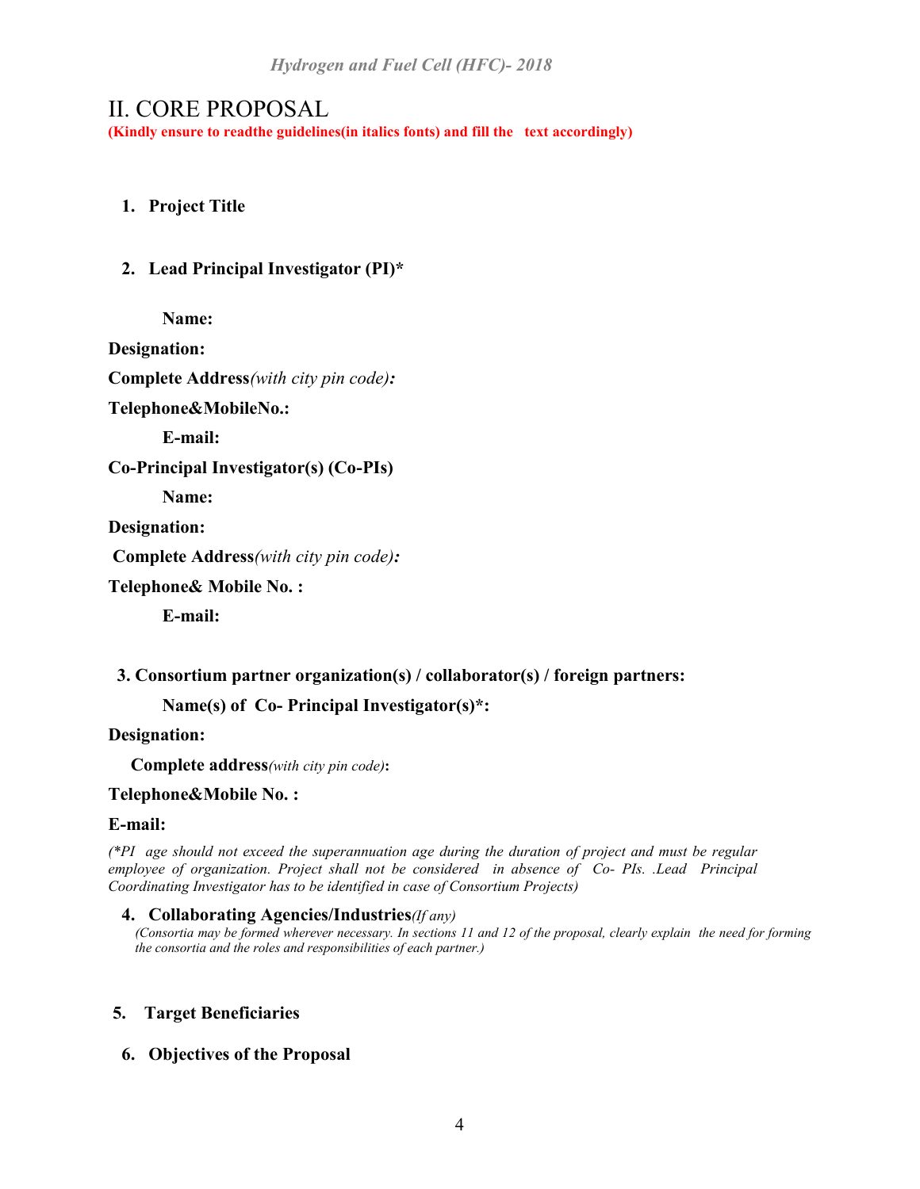# II. CORE PROPOSAL

**(Kindly ensure to readthe guidelines(in italics fonts) and fill the text accordingly)**

1. **Project Title**

2. **Lead Principal Investigator (PI)***

**Name:**

**Designation:**

**Complete Address***(with city pin code)***:**

**Telephone&MobileNo.:**

**E-mail:**

**Co-Principal Investigator(s) (Co-PIs)**

**Name:**

**Designation:**

**Complete Address***(with city pin code)***:**

**Telephone& Mobile No. :**

**E-mail:**

3. **Consortium partner organization(s) / collaborator(s) / foreign partners:**

**Name(s) of Co- Principal Investigator(s)*:**

**Designation:**

**Complete address***(with city pin code)***:**

**Telephone&Mobile No. :**

**E-mail:**

*(*PI age should not exceed the superannuation age during the duration of project and must be regular employee of organization. Project shall not be considered in absence of Co- PIs. .Lead Principal Coordinating Investigator has to be identified in case of Consortium Projects)*

4. **Collaborating Agencies/Industries***(If any)*
   *(Consortia may be formed wherever necessary. In sections 11 and 12 of the proposal, clearly explain the need for forming the consortia and the roles and responsibilities of each partner.)*

5. **Target Beneficiaries**

6. **Objectives of the Proposal**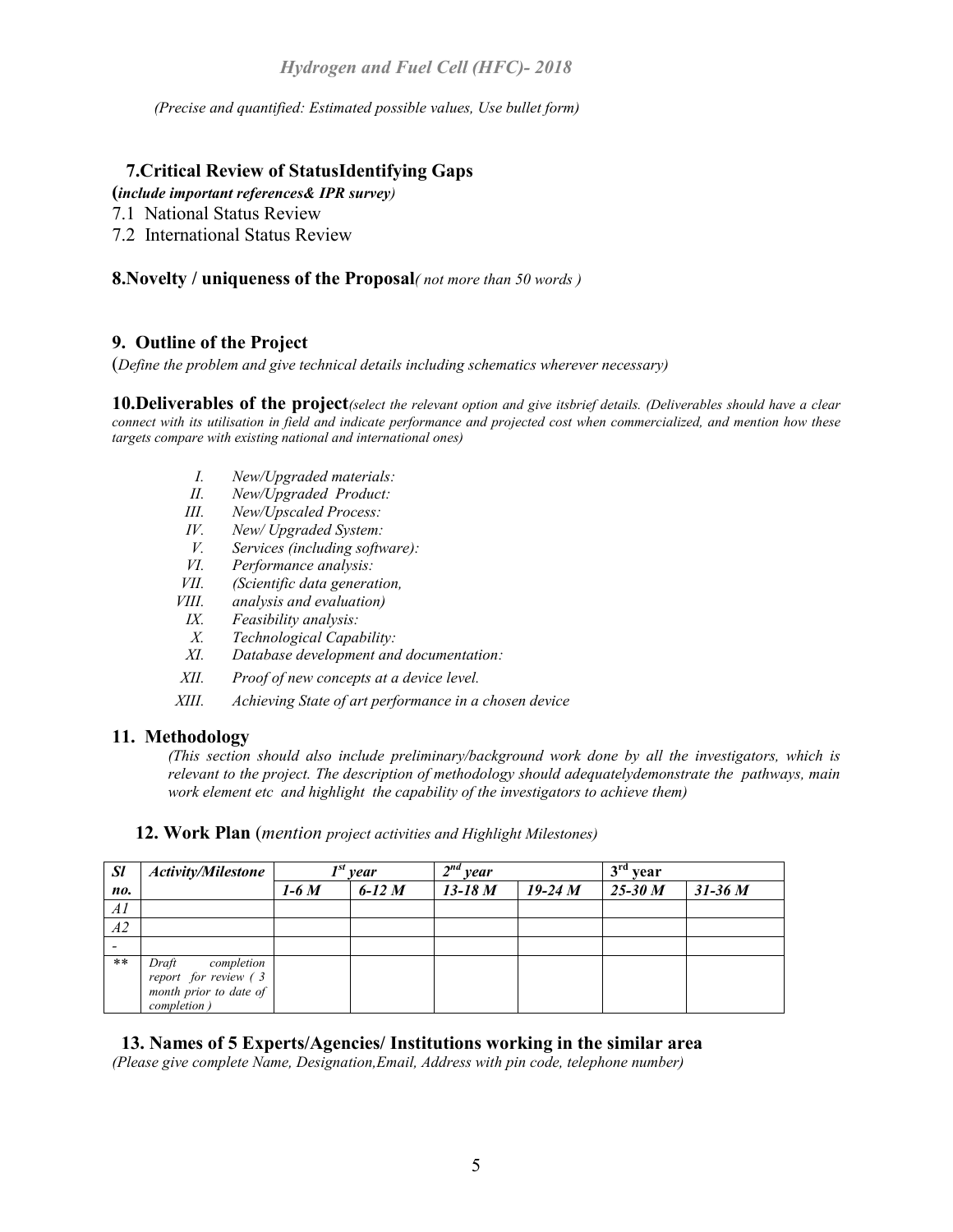*(Precise and quantified: Estimated possible values, Use bullet form)*

## 7.Critical Review of StatusIdentifying Gaps

**(*include important references& IPR survey)***

7.1 National Status Review

7.2 International Status Review

## 8.Novelty / uniqueness of the Proposal*( not more than 50 words )*

## 9. Outline of the Project

(*Define the problem and give technical details including schematics wherever necessary)*

## 10.Deliverables of the project*(select the relevant option and give itsbrief details. (Deliverables should have a clear connect with its utilisation in field and indicate performance and projected cost when commercialized, and mention how these targets compare with existing national and international ones)*

- I. *New/Upgraded materials:*
- II. *New/Upgraded Product:*
- III. *New/Upscaled Process:*
- IV. *New/ Upgraded System:*
- V. *Services (including software):*
- VI. *Performance analysis:*
- VII. *(Scientific data generation,*
- VIII. *analysis and evaluation)*
- IX. *Feasibility analysis:*
- X. *Technological Capability:*
- XI. *Database development and documentation:*
- XII. *Proof of new concepts at a device level.*
- XIII. *Achieving State of art performance in a chosen device*

## 11. Methodology

*(This section should also include preliminary/background work done by all the investigators, which is relevant to the project. The description of methodology should adequatelydemonstrate the pathways, main work element etc and highlight the capability of the investigators to achieve them)*

## 12. Work Plan (*mention project activities and Highlight Milestones)*

| *Sl no.* | *Activity/Milestone* | *1st year* | | *2nd year* | | 3rd year | |
|---|---|---|---|---|---|---|---|
| | | *1-6 M* | *6-12 M* | *13-18 M* | *19-24 M* | *25-30 M* | *31-36 M* |
| *A1* | | | | | | | |
| *A2* | | | | | | | |
| - | | | | | | | |
| ** | *Draft completion report for review ( 3 month prior to date of completion )* | | | | | | |

## 13. Names of 5 Experts/Agencies/ Institutions working in the similar area

*(Please give complete Name, Designation,Email, Address with pin code, telephone number)*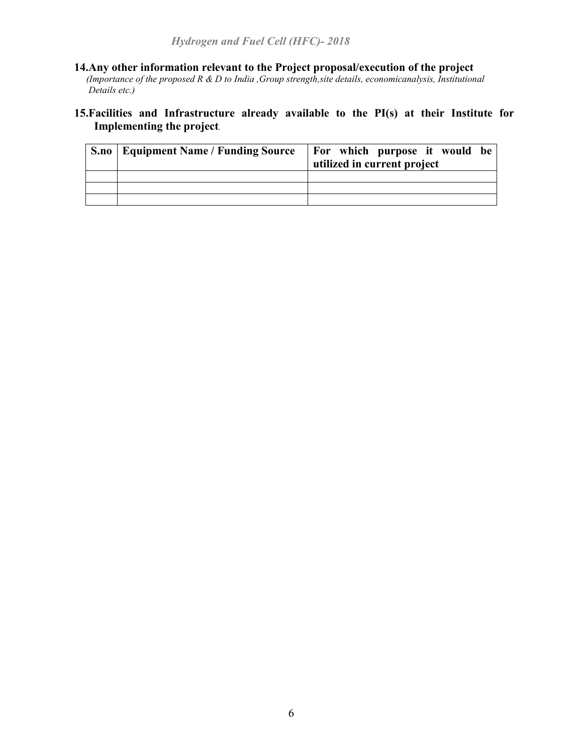**14. Any other information relevant to the Project proposal/execution of the project**

*(Importance of the proposed R & D to India ,Group strength,site details, economicanalysis, Institutional Details etc.)*

**15. Facilities and Infrastructure already available to the PI(s) at their Institute for Implementing the project.**

| S.no | Equipment Name / Funding Source | For which purpose it would be utilized in current project |
|---|---|---|
| | | |
| | | |
| | | |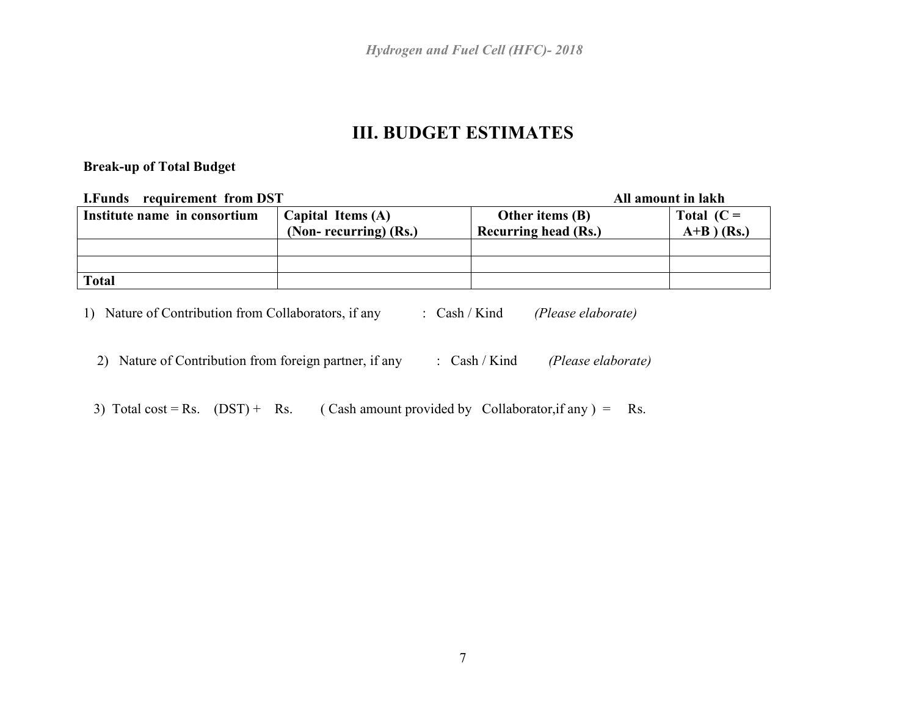# III. BUDGET ESTIMATES

**Break-up of Total Budget**

**I.Funds requirement from DST** **All amount in lakh**

| Institute name in consortium | Capital Items (A) (Non- recurring) (Rs.) | Other items (B) Recurring head (Rs.) | Total (C = A+B ) (Rs.) |
|---|---|---|---|
| | | | |
| | | | |
| **Total** | | | |

1) Nature of Contribution from Collaborators, if any : Cash / Kind *(Please elaborate)*

2) Nature of Contribution from foreign partner, if any : Cash / Kind *(Please elaborate)*

3) Total cost = Rs. (DST) + Rs. ( Cash amount provided by Collaborator,if any ) = Rs.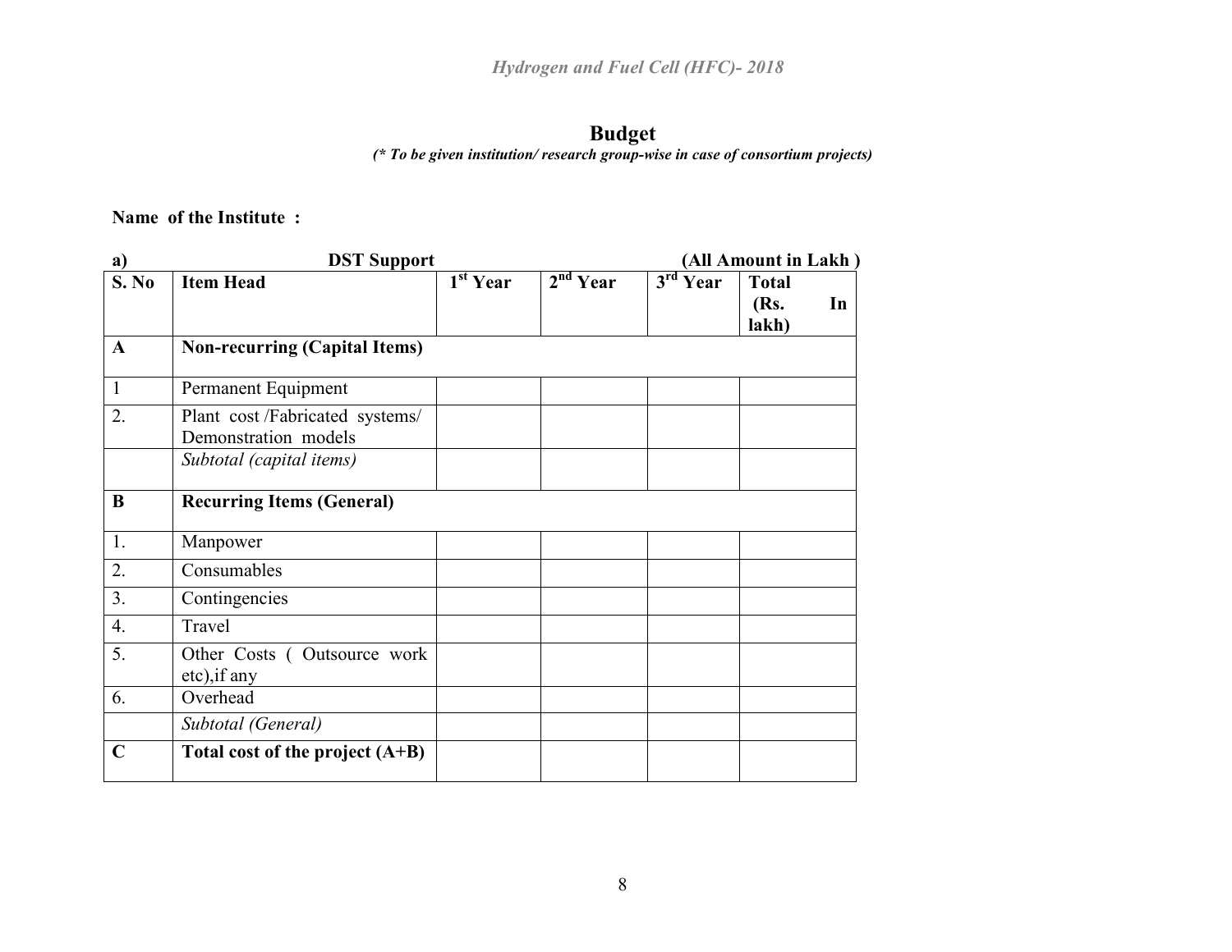## Budget

*(\* To be given institution/ research group-wise in case of consortium projects)*

**Name of the Institute :**

**a) DST Support (All Amount in Lakh )**

| S. No | Item Head | 1st Year | 2nd Year | 3rd Year | Total (Rs. In lakh) |
|---|---|---|---|---|---|
| **A** | **Non-recurring (Capital Items)** | | | | |
| 1 | Permanent Equipment | | | | |
| 2. | Plant cost /Fabricated systems/ Demonstration models | | | | |
| | *Subtotal (capital items)* | | | | |
| **B** | **Recurring Items (General)** | | | | |
| 1. | Manpower | | | | |
| 2. | Consumables | | | | |
| 3. | Contingencies | | | | |
| 4. | Travel | | | | |
| 5. | Other Costs ( Outsource work etc),if any | | | | |
| 6. | Overhead | | | | |
| | *Subtotal (General)* | | | | |
| **C** | **Total cost of the project (A+B)** | | | | |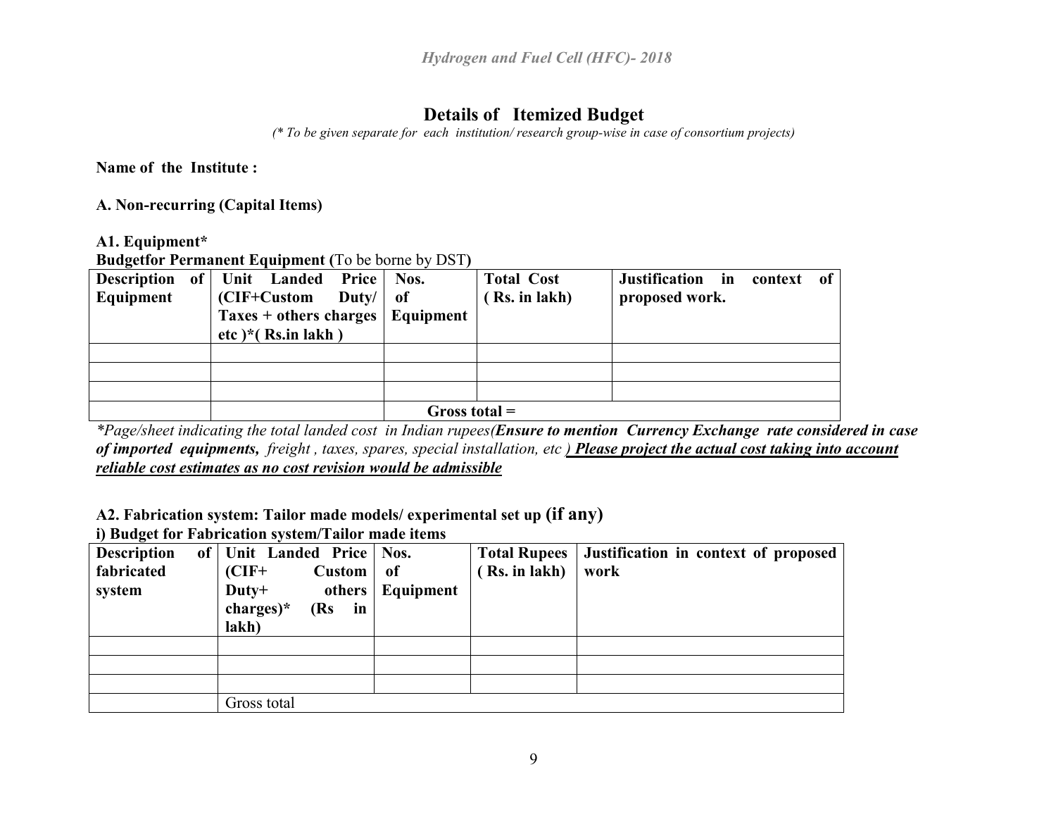## Details of Itemized Budget

*(\* To be given separate for each institution/ research group-wise in case of consortium projects)*

**Name of the Institute :**

**A. Non-recurring (Capital Items)**

**A1. Equipment\***

**Budgetfor Permanent Equipment (**To be borne by DST**)**

| Description of Equipment | Unit Landed Price (CIF+Custom Duty/ Taxes + others charges etc )\*( Rs.in lakh ) | Nos. of Equipment | Total Cost ( Rs. in lakh) | Justification in context of proposed work. |
|---|---|---|---|---|
| | | | | |
| | | | | |
| | | | | |
| | | **Gross total =** | | |

*\*Page/sheet indicating the total landed cost in Indian rupees(**Ensure to mention Currency Exchange rate considered in case of imported equipments,** freight , taxes, spares, special installation, etc **) <u>Please project the actual cost taking into account reliable cost estimates as no cost revision would be admissible</u>***

**A2. Fabrication system: Tailor made models/ experimental set up (if any)**

**i) Budget for Fabrication system/Tailor made items**

| Description of fabricated system | Unit Landed Price (CIF+ Custom Duty+ others charges)\* (Rs in lakh) | Nos. of Equipment | Total Rupees ( Rs. in lakh) | Justification in context of proposed work |
|---|---|---|---|---|
| | | | | |
| | | | | |
| | | | | |
| | Gross total | | | |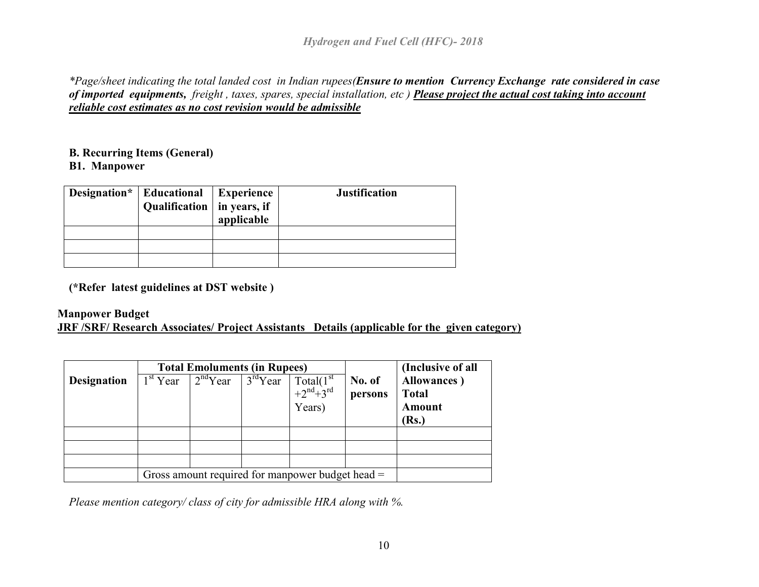*\*Page/sheet indicating the total landed cost in Indian rupees(**Ensure to mention Currency Exchange rate considered in case of imported equipments,** freight , taxes, spares, special installation, etc ) **<u>Please project the actual cost taking into account reliable cost estimates as no cost revision would be admissible</u>***

**B. Recurring Items (General)**

**B1. Manpower**

| Designation* | Educational Qualification | Experience in years, if applicable | Justification |
|---|---|---|---|
| | | | |
| | | | |
| | | | |

**(\*Refer latest guidelines at DST website )**

**Manpower Budget**

**<u>JRF /SRF/ Research Associates/ Project Assistants Details (applicable for the given category)</u>**

| Designation | Total Emoluments (in Rupees) | | | | No. of persons | (Inclusive of all Allowances ) Total Amount (Rs.) |
|---|---|---|---|---|---|---|
| | 1st Year | 2nd Year | 3rd Year | Total(1st +2nd+3rd Years) | | |
| | | | | | | |
| | | | | | | |
| | | | | | | |
| | Gross amount required for manpower budget head = | | | | | |

*Please mention category/ class of city for admissible HRA along with %.*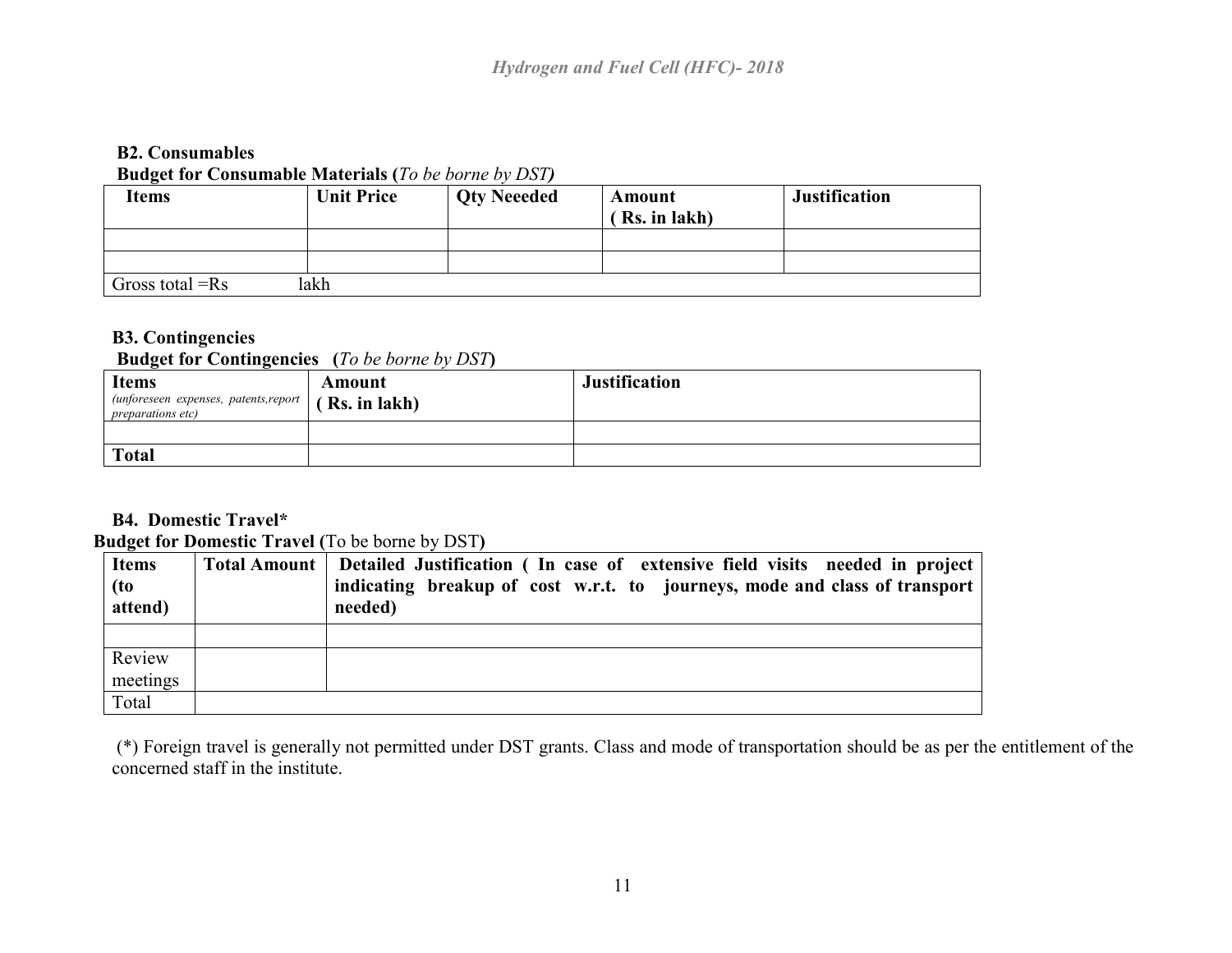**B2. Consumables**

**Budget for Consumable Materials (*To be borne by DST*)**

| Items | Unit Price | Qty Neeeded | Amount ( Rs. in lakh) | Justification |
|---|---|---|---|---|
| | | | | |
| | | | | |
| Gross total =Rs lakh | | | | |

**B3. Contingencies**

**Budget for Contingencies (*To be borne by DST*)**

| **Items** *(unforeseen expenses, patents,report preparations etc)* | **Amount ( Rs. in lakh)** | **Justification** |
|---|---|---|
| | | |
| **Total** | | |

**B4. Domestic Travel***

**Budget for Domestic Travel (**To be borne by DST**)**

| Items (to attend) | Total Amount | Detailed Justification ( In case of extensive field visits needed in project indicating breakup of cost w.r.t. to journeys, mode and class of transport needed) |
|---|---|---|
| | | |
| Review meetings | | |
| Total | | |

(*) Foreign travel is generally not permitted under DST grants. Class and mode of transportation should be as per the entitlement of the concerned staff in the institute.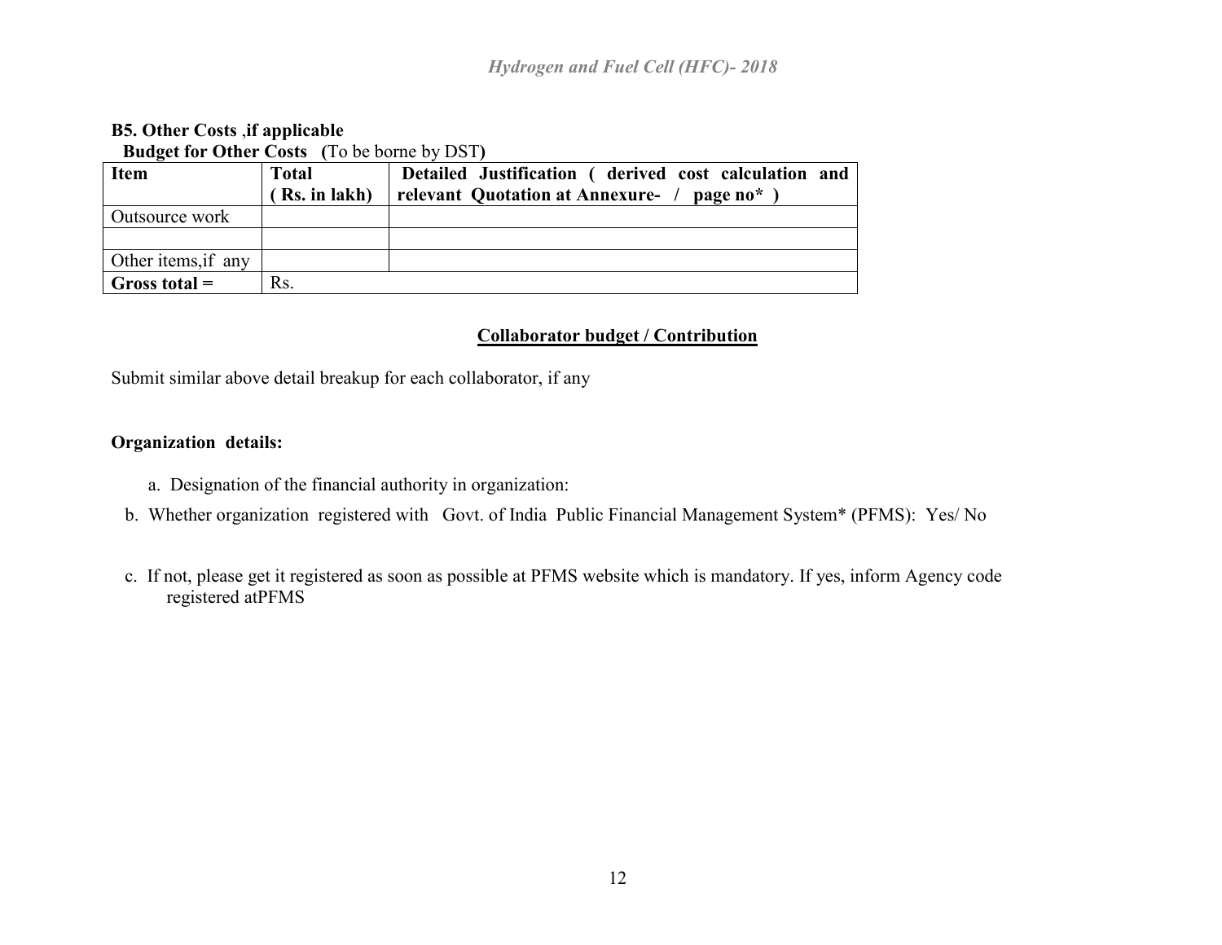**B5. Other Costs ,if applicable**

**Budget for Other Costs (**To be borne by DST**)**

| **Item** | **Total ( Rs. in lakh)** | **Detailed Justification ( derived cost calculation and relevant Quotation at Annexure- / page no* )** |
|---|---|---|
| Outsource work | | |
| | | |
| Other items,if any | | |
| **Gross total =** | Rs. | |

**Collaborator budget / Contribution**

Submit similar above detail breakup for each collaborator, if any

**Organization details:**

a. Designation of the financial authority in organization:

b. Whether organization registered with Govt. of India Public Financial Management System* (PFMS): Yes/ No

c. If not, please get it registered as soon as possible at PFMS website which is mandatory. If yes, inform Agency code registered atPFMS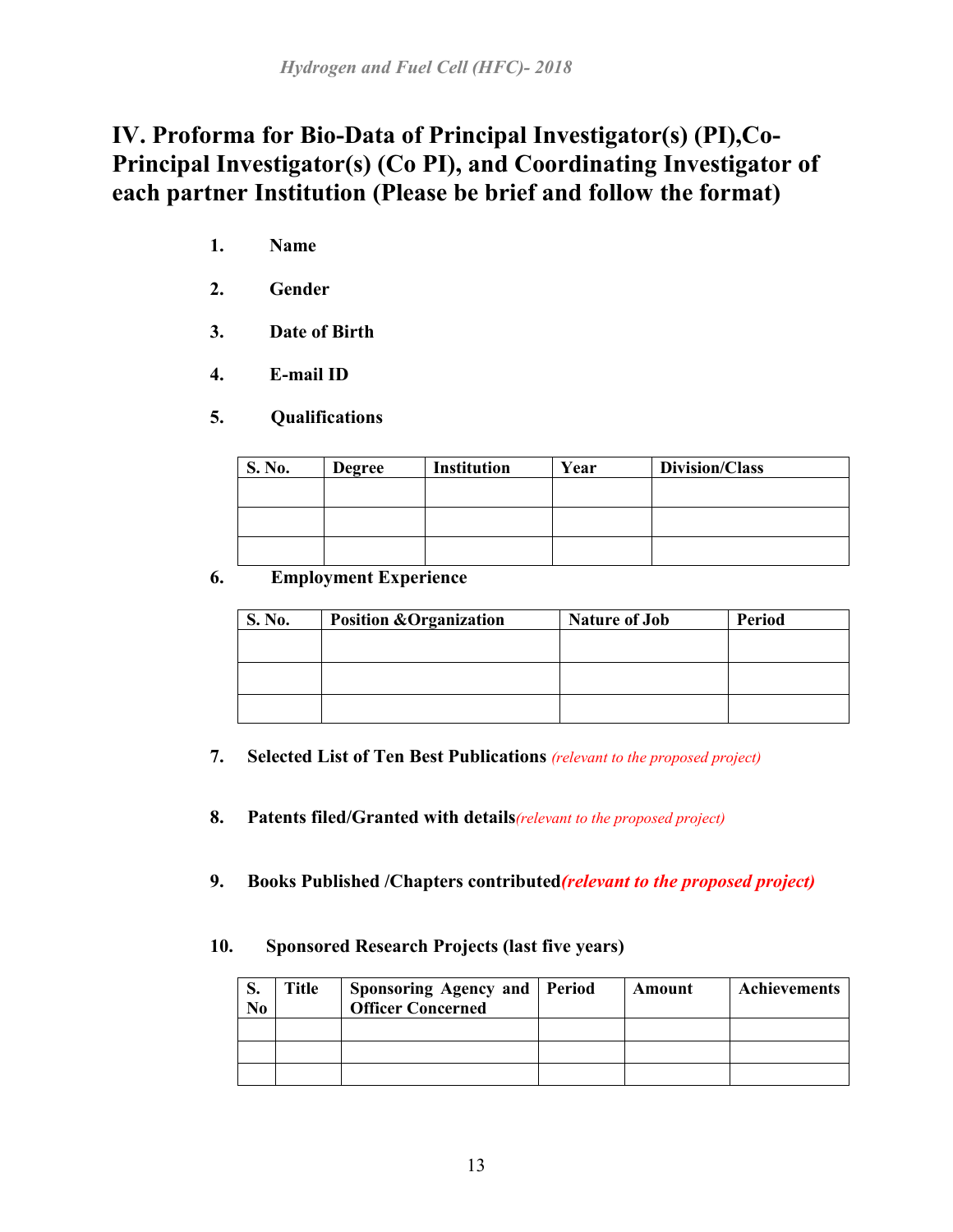# IV. Proforma for Bio-Data of Principal Investigator(s) (PI),Co-Principal Investigator(s) (Co PI), and Coordinating Investigator of each partner Institution (Please be brief and follow the format)

1. **Name**

2. **Gender**

3. **Date of Birth**

4. **E-mail ID**

5. **Qualifications**

| S. No. | Degree | Institution | Year | Division/Class |
|---|---|---|---|---|
| | | | | |
| | | | | |
| | | | | |

6. **Employment Experience**

| S. No. | Position &Organization | Nature of Job | Period |
|---|---|---|---|
| | | | |
| | | | |
| | | | |

7. **Selected List of Ten Best Publications** *(relevant to the proposed project)*

8. **Patents filed/Granted with details***(relevant to the proposed project)*

9. **Books Published /Chapters contributed*(relevant to the proposed project)***

10. **Sponsored Research Projects (last five years)**

| S. No | Title | Sponsoring Agency and Officer Concerned | Period | Amount | Achievements |
|---|---|---|---|---|---|
| | | | | | |
| | | | | | |
| | | | | | |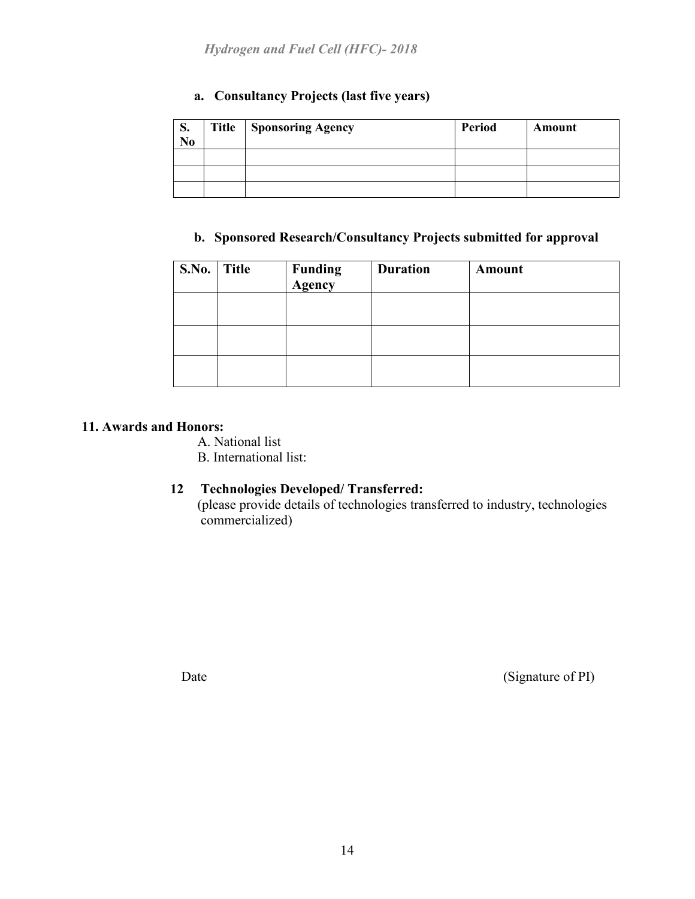**a. Consultancy Projects (last five years)**

| S. No | Title | Sponsoring Agency | Period | Amount |
|---|---|---|---|---|
| | | | | |
| | | | | |
| | | | | |

**b. Sponsored Research/Consultancy Projects submitted for approval**

| S.No. | Title | Funding Agency | Duration | Amount |
|---|---|---|---|---|
| | | | | |
| | | | | |
| | | | | |

**11. Awards and Honors:**

A. National list

B. International list:

**12 Technologies Developed/ Transferred:**

(please provide details of technologies transferred to industry, technologies commercialized)

Date (Signature of PI)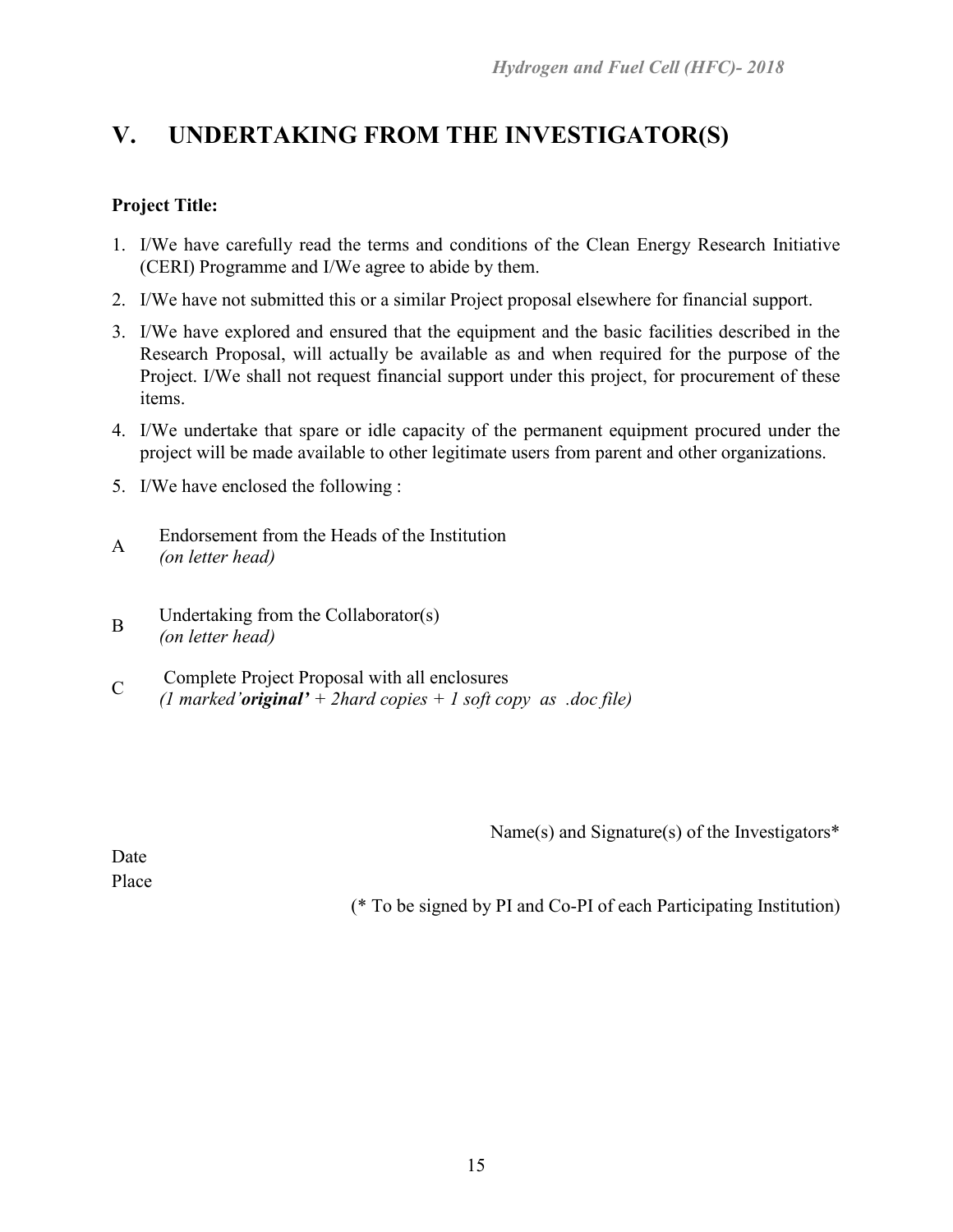# V. UNDERTAKING FROM THE INVESTIGATOR(S)

**Project Title:**

1. I/We have carefully read the terms and conditions of the Clean Energy Research Initiative (CERI) Programme and I/We agree to abide by them.
2. I/We have not submitted this or a similar Project proposal elsewhere for financial support.
3. I/We have explored and ensured that the equipment and the basic facilities described in the Research Proposal, will actually be available as and when required for the purpose of the Project. I/We shall not request financial support under this project, for procurement of these items.
4. I/We undertake that spare or idle capacity of the permanent equipment procured under the project will be made available to other legitimate users from parent and other organizations.
5. I/We have enclosed the following :

A. Endorsement from the Heads of the Institution
*(on letter head)*

B. Undertaking from the Collaborator(s)
*(on letter head)*

C. Complete Project Proposal with all enclosures
*(1 marked'**original'** + 2hard copies + 1 soft copy as .doc file)*

Name(s) and Signature(s) of the Investigators*

Date

Place

(* To be signed by PI and Co-PI of each Participating Institution)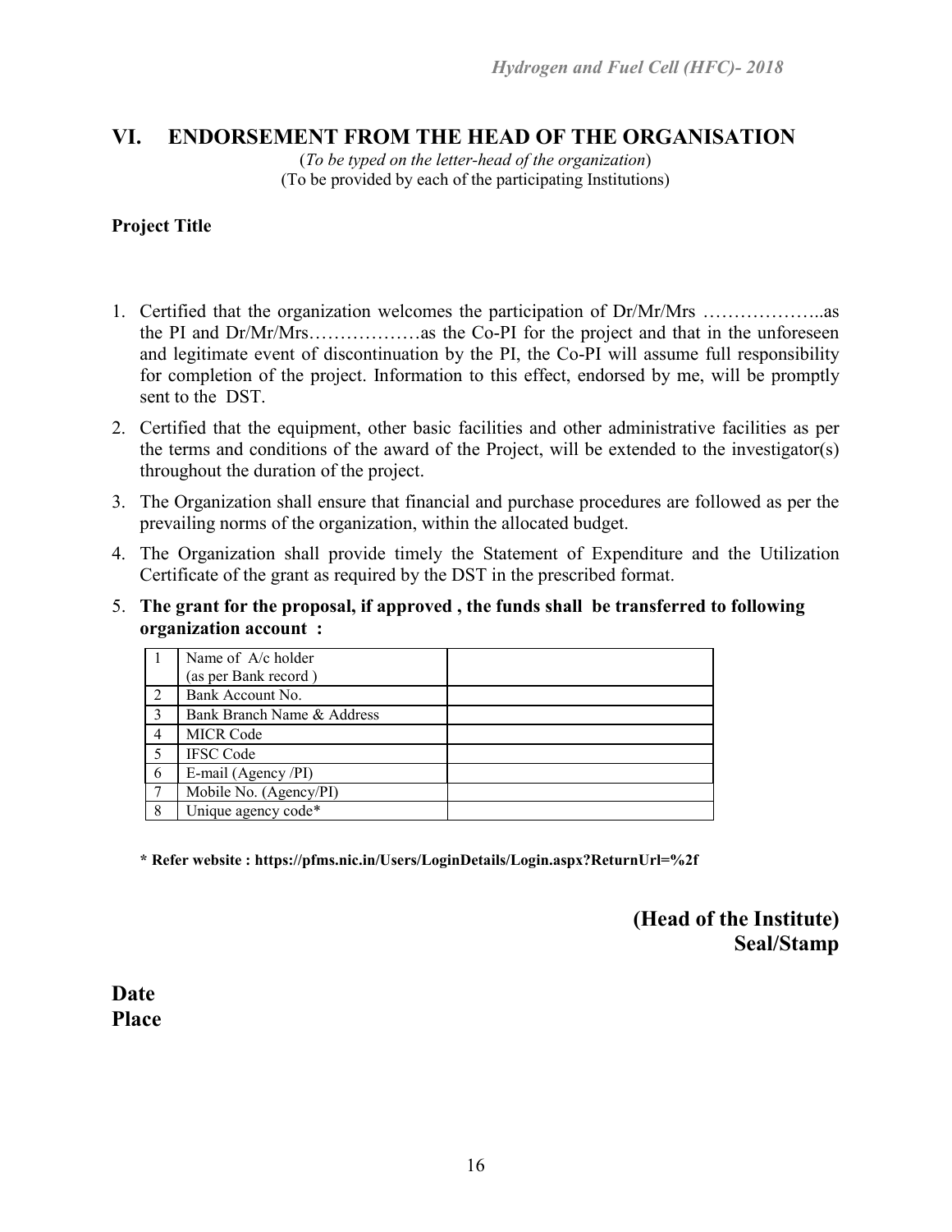## VI. ENDORSEMENT FROM THE HEAD OF THE ORGANISATION

(*To be typed on the letter-head of the organization*)
(To be provided by each of the participating Institutions)

**Project Title**

1. Certified that the organization welcomes the participation of Dr/Mr/Mrs ………………..as the PI and Dr/Mr/Mrs………………as the Co-PI for the project and that in the unforeseen and legitimate event of discontinuation by the PI, the Co-PI will assume full responsibility for completion of the project. Information to this effect, endorsed by me, will be promptly sent to the DST.
2. Certified that the equipment, other basic facilities and other administrative facilities as per the terms and conditions of the award of the Project, will be extended to the investigator(s) throughout the duration of the project.
3. The Organization shall ensure that financial and purchase procedures are followed as per the prevailing norms of the organization, within the allocated budget.
4. The Organization shall provide timely the Statement of Expenditure and the Utilization Certificate of the grant as required by the DST in the prescribed format.
5. **The grant for the proposal, if approved , the funds shall be transferred to following organization account :**

| | | |
|---|---|---|
| 1 | Name of A/c holder (as per Bank record ) | |
| 2 | Bank Account No. | |
| 3 | Bank Branch Name & Address | |
| 4 | MICR Code | |
| 5 | IFSC Code | |
| 6 | E-mail (Agency /PI) | |
| 7 | Mobile No. (Agency/PI) | |
| 8 | Unique agency code* | |

**\* Refer website : https://pfms.nic.in/Users/LoginDetails/Login.aspx?ReturnUrl=%2f**

**(Head of the Institute)**
**Seal/Stamp**

**Date**
**Place**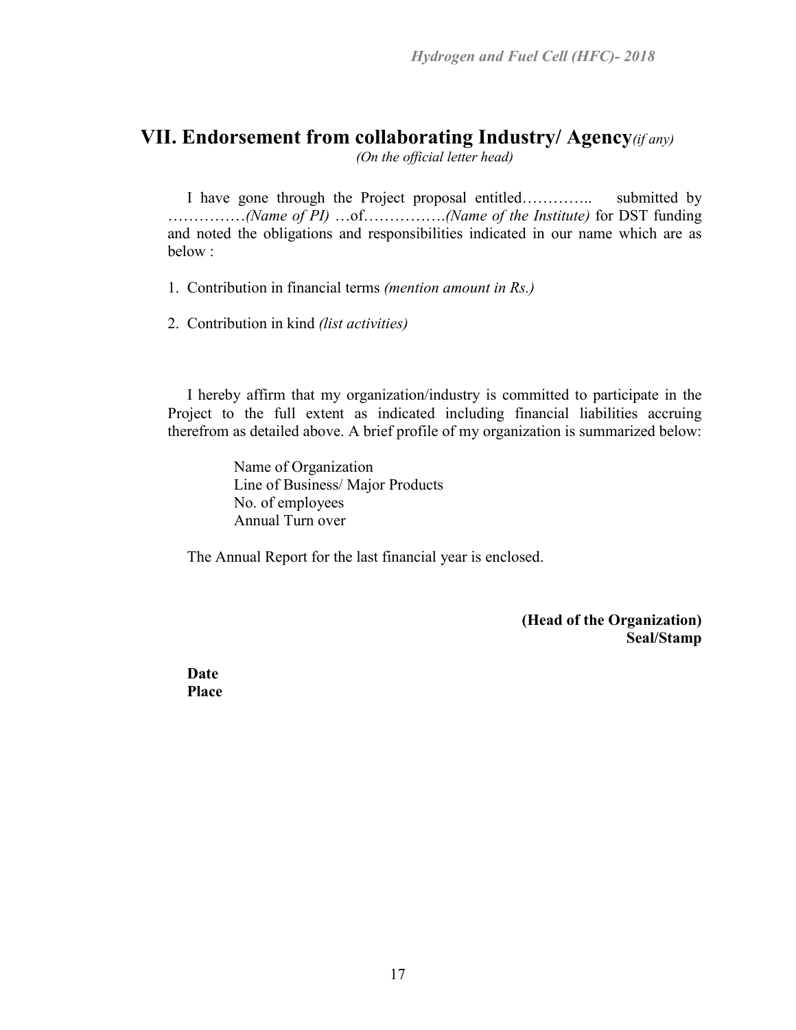## VII. Endorsement from collaborating Industry/ Agency *(if any)*

*(On the official letter head)*

I have gone through the Project proposal entitled………….. submitted by ……………*(Name of PI)* …of…………….*(Name of the Institute)* for DST funding and noted the obligations and responsibilities indicated in our name which are as below :

1. Contribution in financial terms *(mention amount in Rs.)*
2. Contribution in kind *(list activities)*

I hereby affirm that my organization/industry is committed to participate in the Project to the full extent as indicated including financial liabilities accruing therefrom as detailed above. A brief profile of my organization is summarized below:

Name of Organization
Line of Business/ Major Products
No. of employees
Annual Turn over

The Annual Report for the last financial year is enclosed.

**(Head of the Organization)**
**Seal/Stamp**

**Date**
**Place**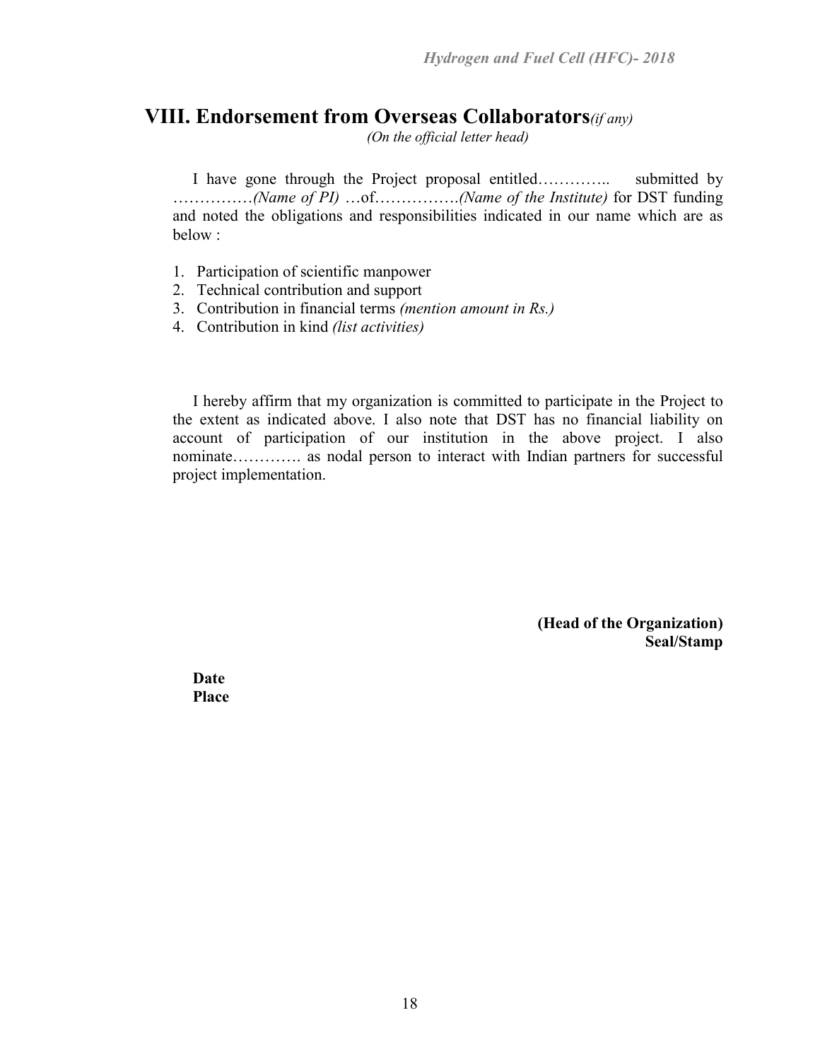## VIII. Endorsement from Overseas Collaborators*(if any)*

*(On the official letter head)*

I have gone through the Project proposal entitled………….. submitted by ……………*(Name of PI)* …of…………….*(Name of the Institute)* for DST funding and noted the obligations and responsibilities indicated in our name which are as below :

1. Participation of scientific manpower
2. Technical contribution and support
3. Contribution in financial terms *(mention amount in Rs.)*
4. Contribution in kind *(list activities)*

I hereby affirm that my organization is committed to participate in the Project to the extent as indicated above. I also note that DST has no financial liability on account of participation of our institution in the above project. I also nominate…………. as nodal person to interact with Indian partners for successful project implementation.

**(Head of the Organization)**
**Seal/Stamp**

**Date**
**Place**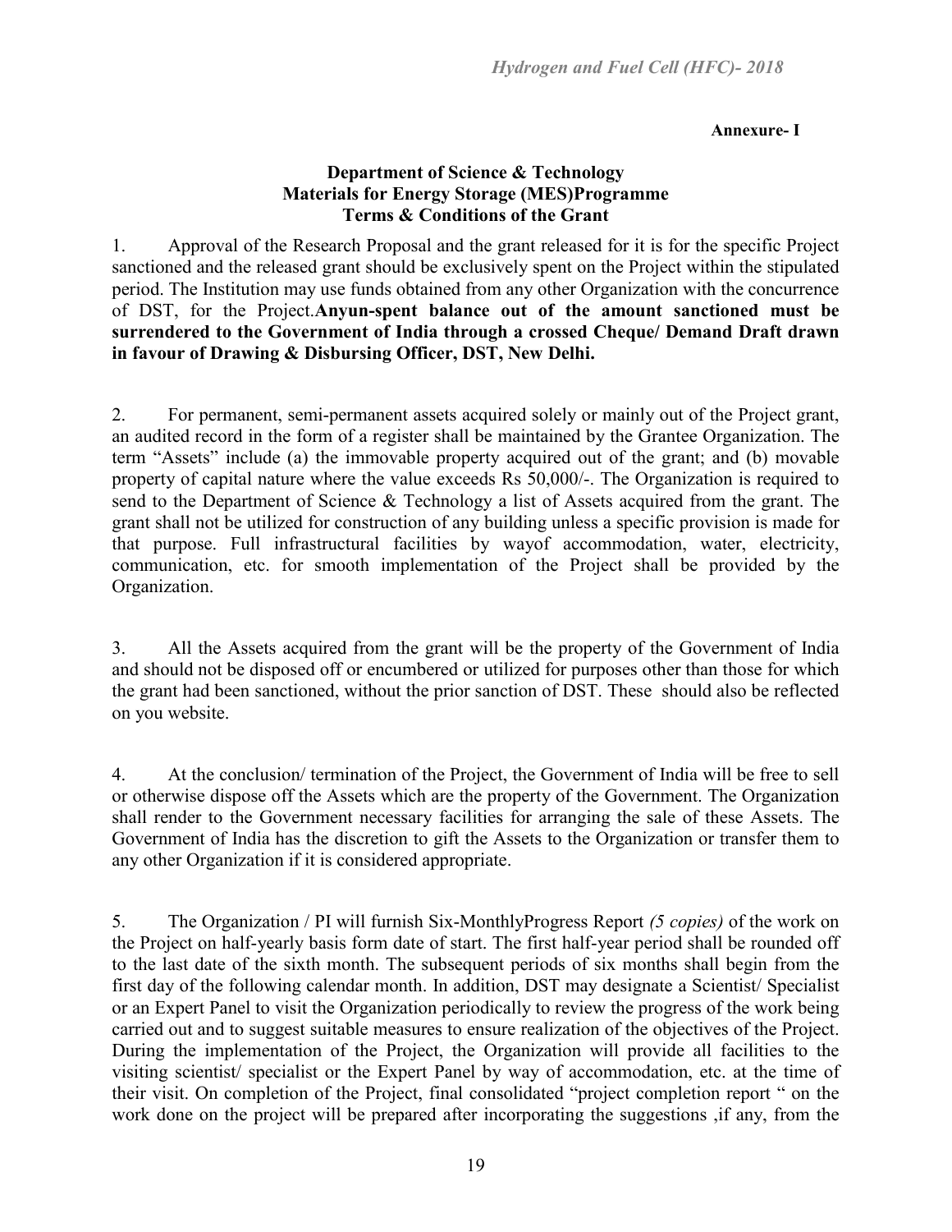**Annexure- I**

**Department of Science & Technology**
**Materials for Energy Storage (MES)Programme**
**Terms & Conditions of the Grant**

1. Approval of the Research Proposal and the grant released for it is for the specific Project sanctioned and the released grant should be exclusively spent on the Project within the stipulated period. The Institution may use funds obtained from any other Organization with the concurrence of DST, for the Project.**Anyun-spent balance out of the amount sanctioned must be surrendered to the Government of India through a crossed Cheque/ Demand Draft drawn in favour of Drawing & Disbursing Officer, DST, New Delhi.**

2. For permanent, semi-permanent assets acquired solely or mainly out of the Project grant, an audited record in the form of a register shall be maintained by the Grantee Organization. The term "Assets" include (a) the immovable property acquired out of the grant; and (b) movable property of capital nature where the value exceeds Rs 50,000/-. The Organization is required to send to the Department of Science & Technology a list of Assets acquired from the grant. The grant shall not be utilized for construction of any building unless a specific provision is made for that purpose. Full infrastructural facilities by wayof accommodation, water, electricity, communication, etc. for smooth implementation of the Project shall be provided by the Organization.

3. All the Assets acquired from the grant will be the property of the Government of India and should not be disposed off or encumbered or utilized for purposes other than those for which the grant had been sanctioned, without the prior sanction of DST. These should also be reflected on you website.

4. At the conclusion/ termination of the Project, the Government of India will be free to sell or otherwise dispose off the Assets which are the property of the Government. The Organization shall render to the Government necessary facilities for arranging the sale of these Assets. The Government of India has the discretion to gift the Assets to the Organization or transfer them to any other Organization if it is considered appropriate.

5. The Organization / PI will furnish Six-MonthlyProgress Report *(5 copies)* of the work on the Project on half-yearly basis form date of start. The first half-year period shall be rounded off to the last date of the sixth month. The subsequent periods of six months shall begin from the first day of the following calendar month. In addition, DST may designate a Scientist/ Specialist or an Expert Panel to visit the Organization periodically to review the progress of the work being carried out and to suggest suitable measures to ensure realization of the objectives of the Project. During the implementation of the Project, the Organization will provide all facilities to the visiting scientist/ specialist or the Expert Panel by way of accommodation, etc. at the time of their visit. On completion of the Project, final consolidated "project completion report " on the work done on the project will be prepared after incorporating the suggestions ,if any, from the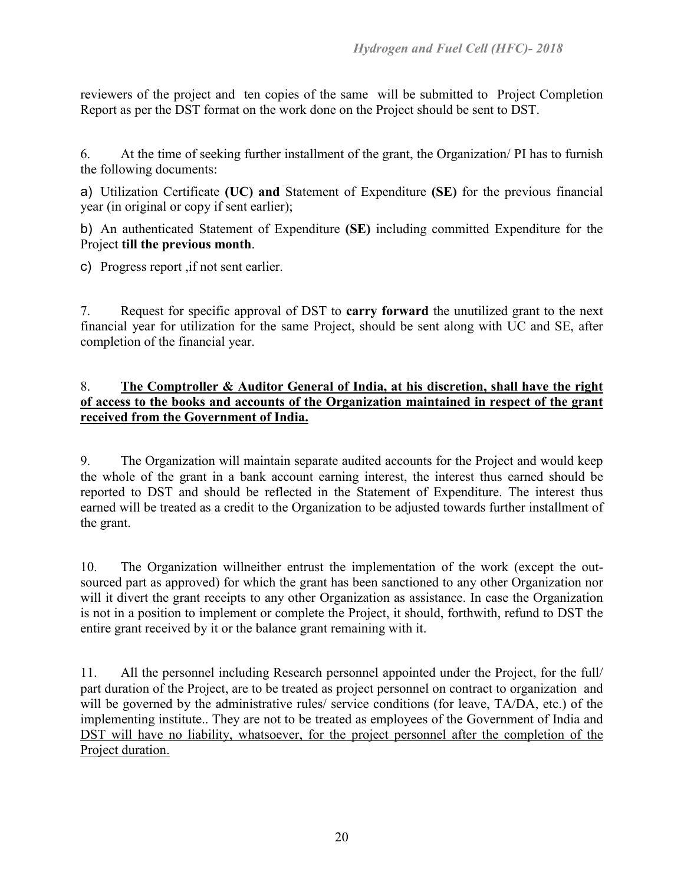reviewers of the project and ten copies of the same will be submitted to Project Completion Report as per the DST format on the work done on the Project should be sent to DST.

6. At the time of seeking further installment of the grant, the Organization/ PI has to furnish the following documents:

a) Utilization Certificate **(UC) and** Statement of Expenditure **(SE)** for the previous financial year (in original or copy if sent earlier);

b) An authenticated Statement of Expenditure **(SE)** including committed Expenditure for the Project **till the previous month**.

c) Progress report ,if not sent earlier.

7. Request for specific approval of DST to **carry forward** the unutilized grant to the next financial year for utilization for the same Project, should be sent along with UC and SE, after completion of the financial year.

8. **The Comptroller & Auditor General of India, at his discretion, shall have the right of access to the books and accounts of the Organization maintained in respect of the grant received from the Government of India.**

9. The Organization will maintain separate audited accounts for the Project and would keep the whole of the grant in a bank account earning interest, the interest thus earned should be reported to DST and should be reflected in the Statement of Expenditure. The interest thus earned will be treated as a credit to the Organization to be adjusted towards further installment of the grant.

10. The Organization willneither entrust the implementation of the work (except the out-sourced part as approved) for which the grant has been sanctioned to any other Organization nor will it divert the grant receipts to any other Organization as assistance. In case the Organization is not in a position to implement or complete the Project, it should, forthwith, refund to DST the entire grant received by it or the balance grant remaining with it.

11. All the personnel including Research personnel appointed under the Project, for the full/ part duration of the Project, are to be treated as project personnel on contract to organization and will be governed by the administrative rules/ service conditions (for leave, TA/DA, etc.) of the implementing institute.. They are not to be treated as employees of the Government of India and DST will have no liability, whatsoever, for the project personnel after the completion of the Project duration.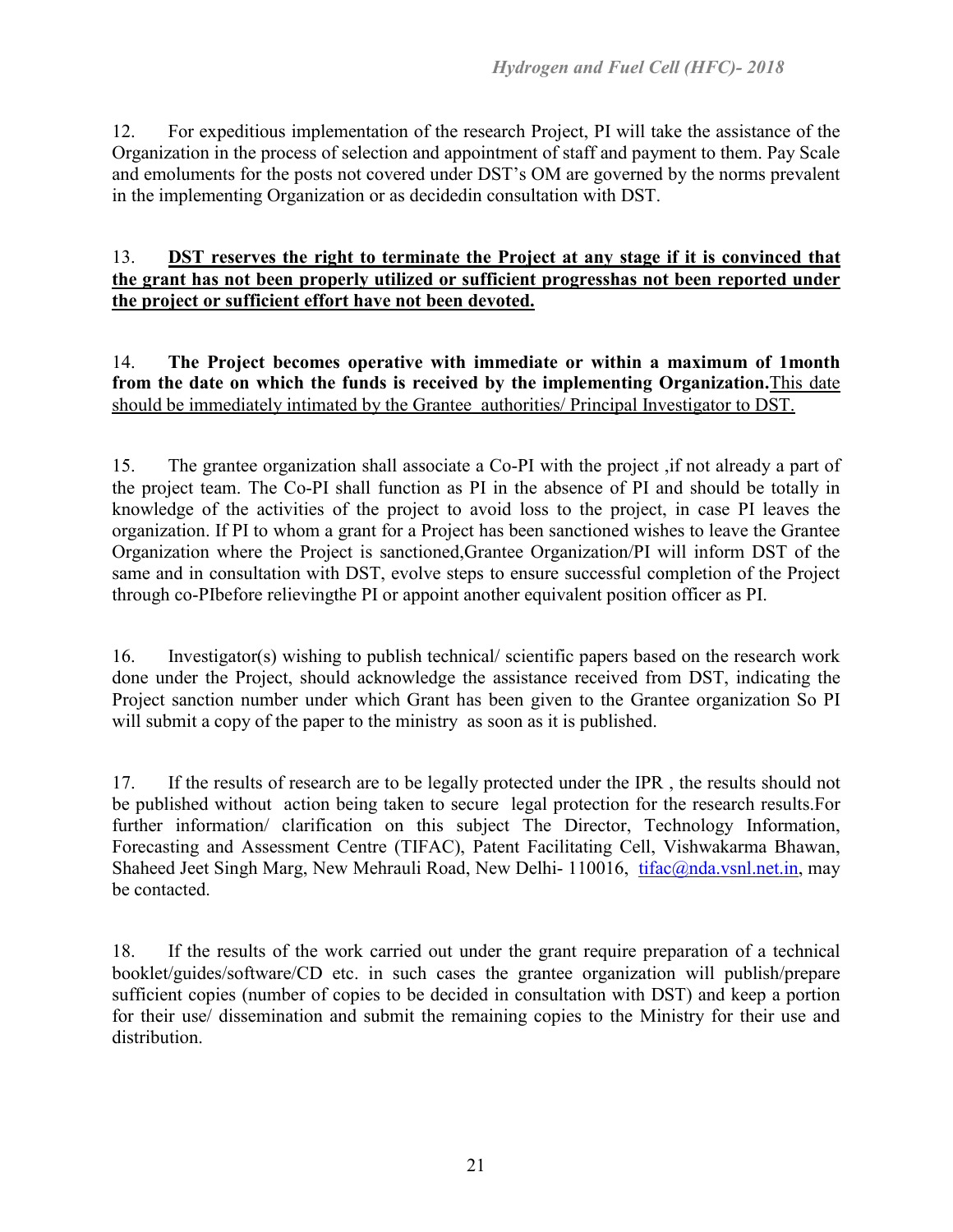12. For expeditious implementation of the research Project, PI will take the assistance of the Organization in the process of selection and appointment of staff and payment to them. Pay Scale and emoluments for the posts not covered under DST's OM are governed by the norms prevalent in the implementing Organization or as decidedin consultation with DST.

13. **<u>DST reserves the right to terminate the Project at any stage if it is convinced that the grant has not been properly utilized or sufficient progresshas not been reported under the project or sufficient effort have not been devoted.</u>**

14. **The Project becomes operative with immediate or within a maximum of 1month from the date on which the funds is received by the implementing Organization.**<u>This date should be immediately intimated by the Grantee authorities/ Principal Investigator to DST.</u>

15. The grantee organization shall associate a Co-PI with the project ,if not already a part of the project team. The Co-PI shall function as PI in the absence of PI and should be totally in knowledge of the activities of the project to avoid loss to the project, in case PI leaves the organization. If PI to whom a grant for a Project has been sanctioned wishes to leave the Grantee Organization where the Project is sanctioned,Grantee Organization/PI will inform DST of the same and in consultation with DST, evolve steps to ensure successful completion of the Project through co-PIbefore relievingthe PI or appoint another equivalent position officer as PI.

16. Investigator(s) wishing to publish technical/ scientific papers based on the research work done under the Project, should acknowledge the assistance received from DST, indicating the Project sanction number under which Grant has been given to the Grantee organization So PI will submit a copy of the paper to the ministry as soon as it is published.

17. If the results of research are to be legally protected under the IPR , the results should not be published without action being taken to secure legal protection for the research results.For further information/ clarification on this subject The Director, Technology Information, Forecasting and Assessment Centre (TIFAC), Patent Facilitating Cell, Vishwakarma Bhawan, Shaheed Jeet Singh Marg, New Mehrauli Road, New Delhi- 110016, tifac@nda.vsnl.net.in, may be contacted.

18. If the results of the work carried out under the grant require preparation of a technical booklet/guides/software/CD etc. in such cases the grantee organization will publish/prepare sufficient copies (number of copies to be decided in consultation with DST) and keep a portion for their use/ dissemination and submit the remaining copies to the Ministry for their use and distribution.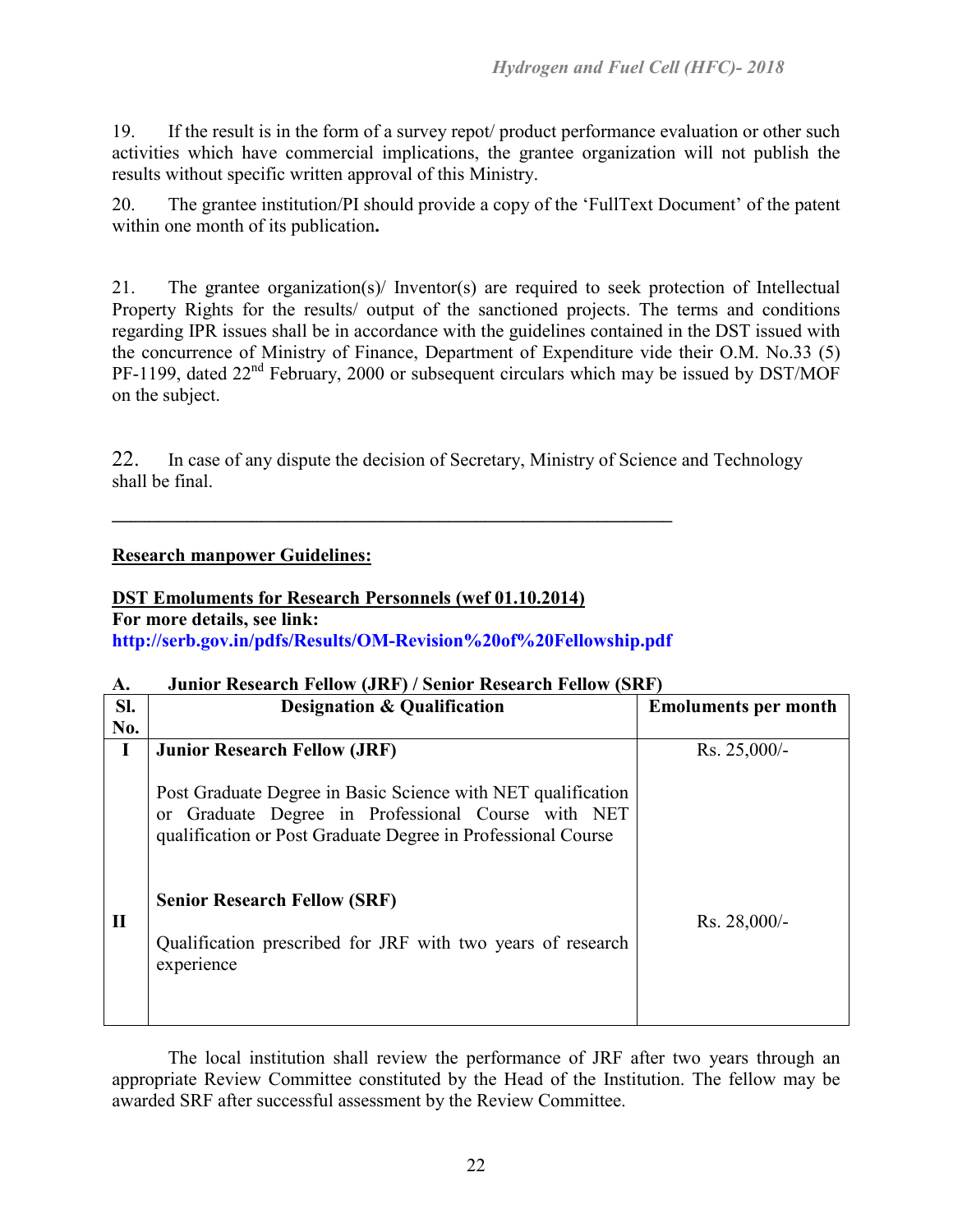19. If the result is in the form of a survey repot/ product performance evaluation or other such activities which have commercial implications, the grantee organization will not publish the results without specific written approval of this Ministry.

20. The grantee institution/PI should provide a copy of the 'FullText Document' of the patent within one month of its publication**.**

21. The grantee organization(s)/ Inventor(s) are required to seek protection of Intellectual Property Rights for the results/ output of the sanctioned projects. The terms and conditions regarding IPR issues shall be in accordance with the guidelines contained in the DST issued with the concurrence of Ministry of Finance, Department of Expenditure vide their O.M. No.33 (5) PF-1199, dated 22nd February, 2000 or subsequent circulars which may be issued by DST/MOF on the subject.

22. In case of any dispute the decision of Secretary, Ministry of Science and Technology shall be final.

---

**Research manpower Guidelines:**

**DST Emoluments for Research Personnels (wef 01.10.2014)**
**For more details, see link:**
**http://serb.gov.in/pdfs/Results/OM-Revision%20of%20Fellowship.pdf**

**A. Junior Research Fellow (JRF) / Senior Research Fellow (SRF)**

| Sl. No. | Designation & Qualification | Emoluments per month |
|---|---|---|
| I | **Junior Research Fellow (JRF)**<br><br>Post Graduate Degree in Basic Science with NET qualification or Graduate Degree in Professional Course with NET qualification or Post Graduate Degree in Professional Course | Rs. 25,000/- |
| II | **Senior Research Fellow (SRF)**<br><br>Qualification prescribed for JRF with two years of research experience | Rs. 28,000/- |

The local institution shall review the performance of JRF after two years through an appropriate Review Committee constituted by the Head of the Institution. The fellow may be awarded SRF after successful assessment by the Review Committee.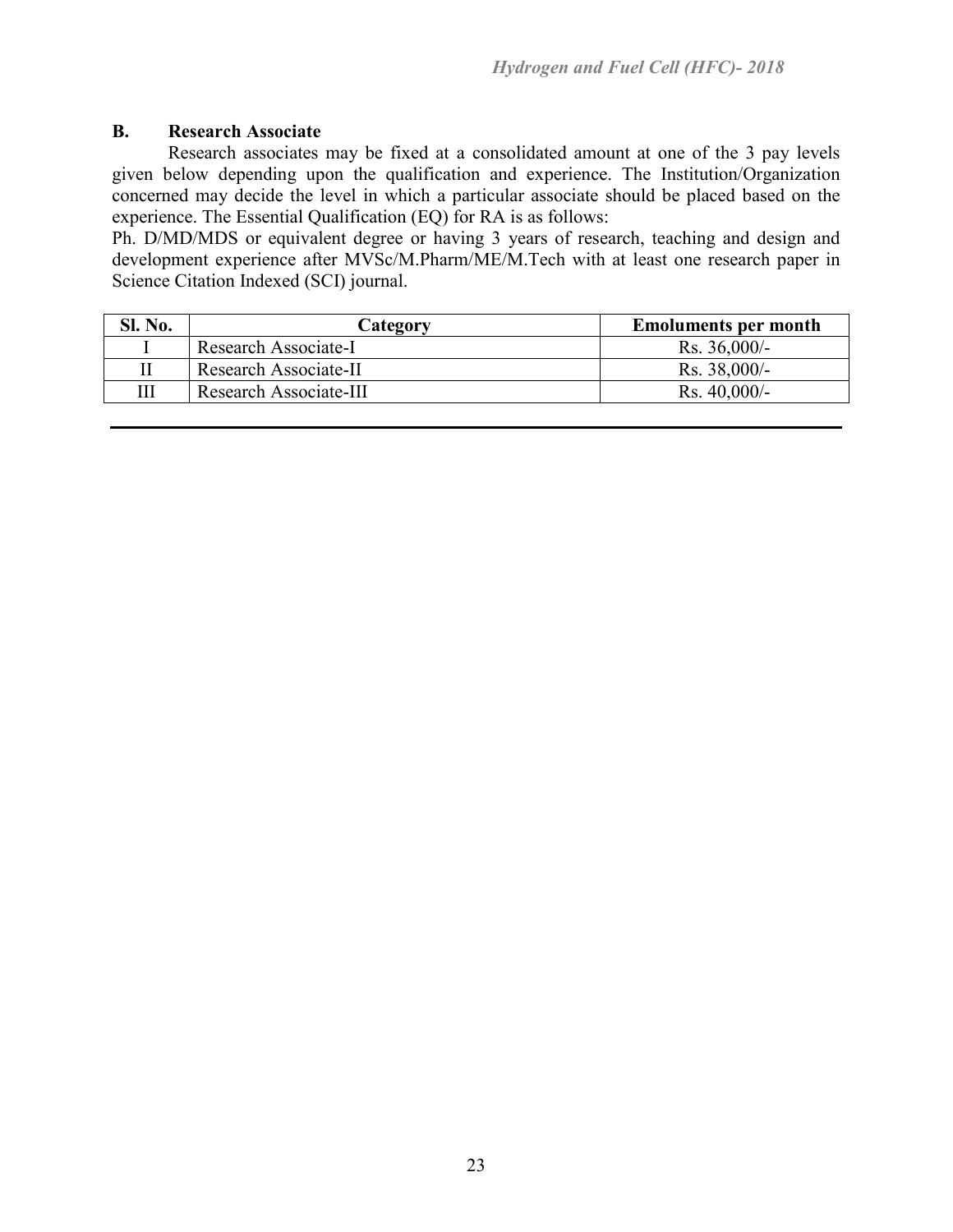**B. Research Associate**

Research associates may be fixed at a consolidated amount at one of the 3 pay levels given below depending upon the qualification and experience. The Institution/Organization concerned may decide the level in which a particular associate should be placed based on the experience. The Essential Qualification (EQ) for RA is as follows:

Ph. D/MD/MDS or equivalent degree or having 3 years of research, teaching and design and development experience after MVSc/M.Pharm/ME/M.Tech with at least one research paper in Science Citation Indexed (SCI) journal.

| Sl. No. | Category | Emoluments per month |
|---|---|---|
| I | Research Associate-I | Rs. 36,000/- |
| II | Research Associate-II | Rs. 38,000/- |
| III | Research Associate-III | Rs. 40,000/- |